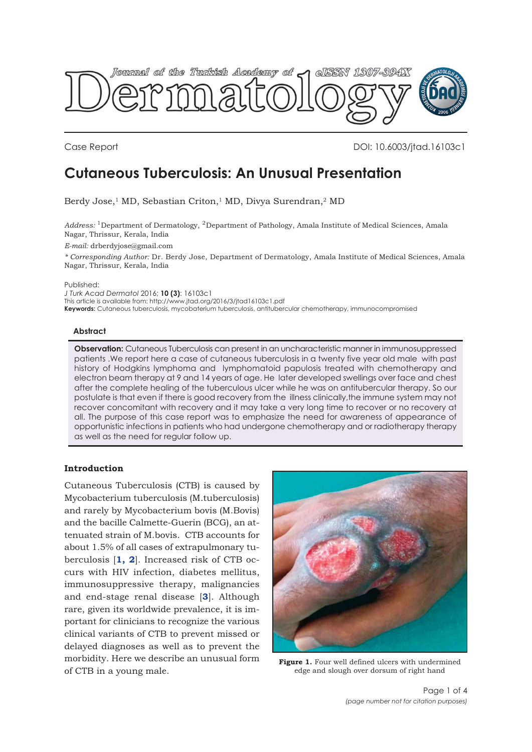Case Report

DOI: 10.6003/jtad.16103c1

# Cutaneous Tuberculosis: An Unusual Presentation

Berdy Jose,[1] MD, Sebastian Criton,[1] MD, Divya Surendran,[2] MD

*Address:* [1]Department of Dermatology, [2]Department of Pathology, Amala Institute of Medical Sciences, Amala Nagar, Thrissur, Kerala, India

*E-mail:* drberdyjose@gmail.com

*\* Corresponding Author:* Dr. Berdy Jose, Department of Dermatology, Amala Institute of Medical Sciences, Amala Nagar, Thrissur, Kerala, India

Published:
*J Turk Acad Dermatol* 2016; **10 (3)**: 16103c1
This article is available from: http://www.jtad.org/2016/3/jtad16103c1.pdf
**Keywords:** Cutaneous tuberculosis, mycobaterium tuberculosis, antitubercular chemotherapy, immunocompromised

## Abstract

**Observation:** Cutaneous Tuberculosis can present in an uncharacteristic manner in immunosuppressed patients .We report here a case of cutaneous tuberculosis in a twenty five year old male with past history of Hodgkins lymphoma and lymphomatoid papulosis treated with chemotherapy and electron beam therapy at 9 and 14 years of age. He later developed swellings over face and chest after the complete healing of the tuberculous ulcer while he was on antitubercular therapy. So our postulate is that even if there is good recovery from the illness clinically,the immune system may not recover concomitant with recovery and it may take a very long time to recover or no recovery at all. The purpose of this case report was to emphasize the need for awareness of appearance of opportunistic infections in patients who had undergone chemotherapy and or radiotherapy therapy as well as the need for regular follow up.

## Introduction

Cutaneous Tuberculosis (CTB) is caused by Mycobacterium tuberculosis (M.tuberculosis) and rarely by Mycobacterium bovis (M.Bovis) and the bacille Calmette-Guerin (BCG), an attenuated strain of M.bovis. CTB accounts for about 1.5% of all cases of extrapulmonary tuberculosis [1, 2]. Increased risk of CTB occurs with HIV infection, diabetes mellitus, immunosuppressive therapy, malignancies and end-stage renal disease [3]. Although rare, given its worldwide prevalence, it is important for clinicians to recognize the various clinical variants of CTB to prevent missed or delayed diagnoses as well as to prevent the morbidity. Here we describe an unusual form of CTB in a young male.

**Figure 1.** Four well defined ulcers with undermined edge and slough over dorsum of right hand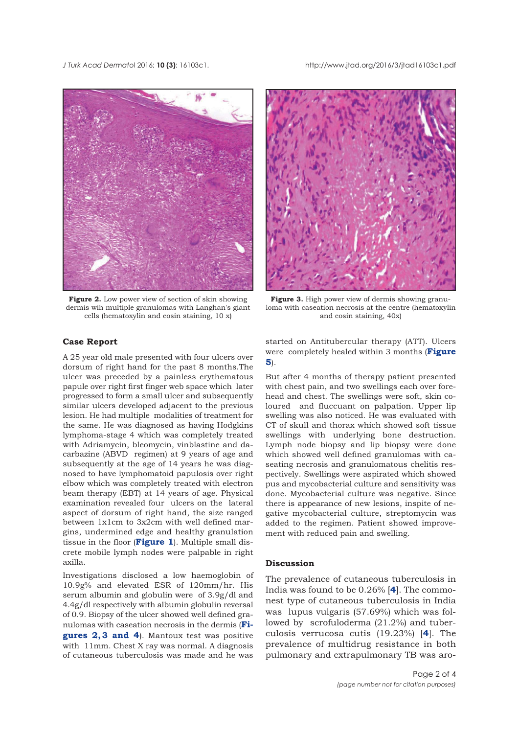**Figure 2.** Low power view of section of skin showing dermis wih multiple granulomas with Langhan's giant cells (hematoxylin and eosin staining, 10 x)

**Figure 3.** High power view of dermis showing granuloma with caseation necrosis at the centre (hematoxylin and eosin staining, 40x)

## Case Report

A 25 year old male presented with four ulcers over dorsum of right hand for the past 8 months.The ulcer was preceded by a painless erythematous papule over right first finger web space which later progressed to form a small ulcer and subsequently similar ulcers developed adjacent to the previous lesion. He had multiple modalities of treatment for the same. He was diagnosed as having Hodgkins lymphoma-stage 4 which was completely treated with Adriamycin, bleomycin, vinblastine and dacarbazine (ABVD regimen) at 9 years of age and subsequently at the age of 14 years he was diagnosed to have lymphomatoid papulosis over right elbow which was completely treated with electron beam therapy (EBT) at 14 years of age. Physical examination revealed four ulcers on the lateral aspect of dorsum of right hand, the size ranged between 1x1cm to 3x2cm with well defined margins, undermined edge and healthy granulation tissue in the floor (**Figure 1**). Multiple small discrete mobile lymph nodes were palpable in right axilla.

Investigations disclosed a low haemoglobin of 10.9g% and elevated ESR of 120mm/hr. His serum albumin and globulin were of 3.9g/dl and 4.4g/dl respectively with albumin globulin reversal of 0.9. Biopsy of the ulcer showed well defined granulomas with caseation necrosis in the dermis (**Figures 2, 3 and 4**). Mantoux test was positive with 11mm. Chest X ray was normal. A diagnosis of cutaneous tuberculosis was made and he was started on Antitubercular therapy (ATT). Ulcers were completely healed within 3 months (**Figure 5**).

But after 4 months of therapy patient presented with chest pain, and two swellings each over forehead and chest. The swellings were soft, skin coloured and fluccuant on palpation. Upper lip swelling was also noticed. He was evaluated with CT of skull and thorax which showed soft tissue swellings with underlying bone destruction. Lymph node biopsy and lip biopsy were done which showed well defined granulomas with caseating necrosis and granulomatous chelitis respectively. Swellings were aspirated which showed pus and mycobacterial culture and sensitivity was done. Mycobacterial culture was negative. Since there is appearance of new lesions, inspite of negative mycobacterial culture, streptomycin was added to the regimen. Patient showed improvement with reduced pain and swelling.

## Discussion

The prevalence of cutaneous tuberculosis in India was found to be 0.26% [4]. The commonest type of cutaneous tuberculosis in India was lupus vulgaris (57.69%) which was followed by scrofuloderma (21.2%) and tuberculosis verrucosa cutis (19.23%) [4]. The prevalence of multidrug resistance in both pulmonary and extrapulmonary TB was aro-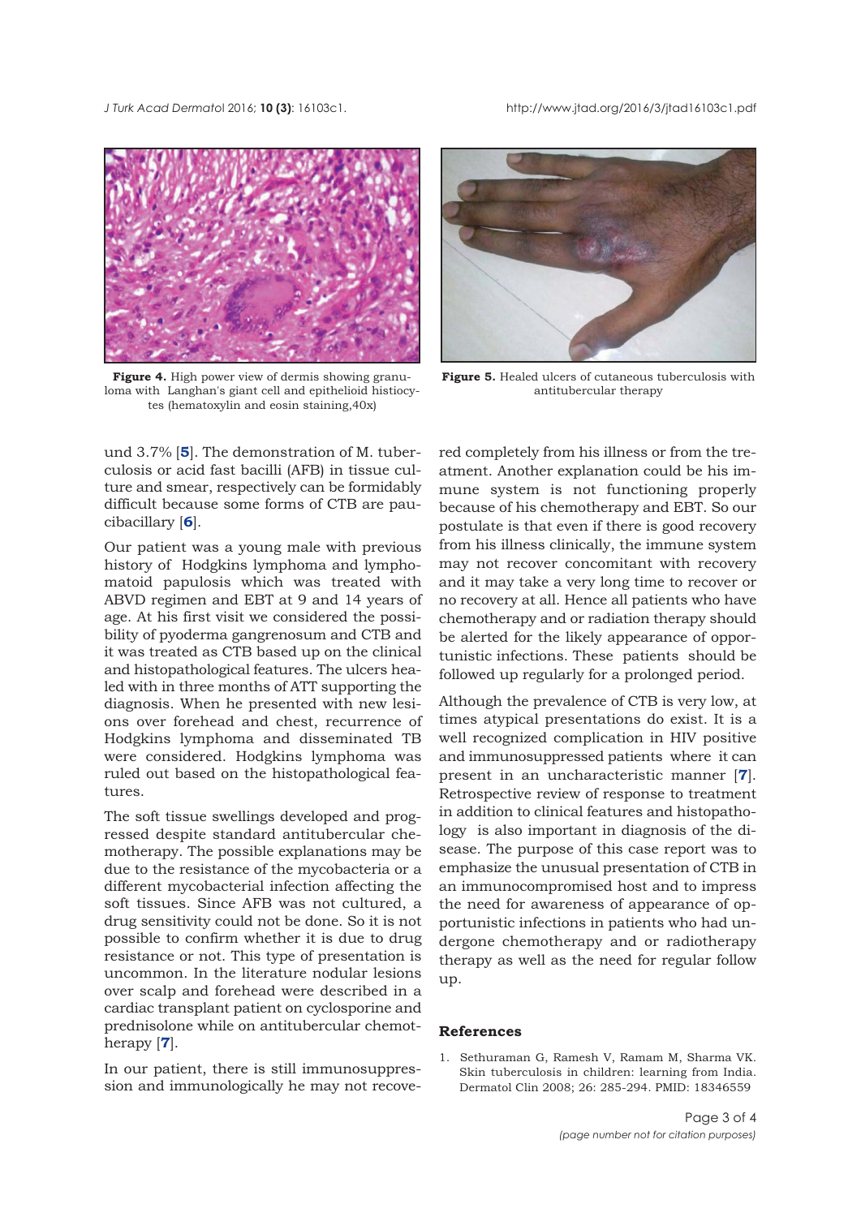**Figure 4.** High power view of dermis showing granuloma with Langhan's giant cell and epithelioid histiocytes (hematoxylin and eosin staining,40x)

**Figure 5.** Healed ulcers of cutaneous tuberculosis with antitubercular therapy

und 3.7% [5]. The demonstration of M. tuberculosis or acid fast bacilli (AFB) in tissue culture and smear, respectively can be formidably difficult because some forms of CTB are paucibacillary [6].

Our patient was a young male with previous history of Hodgkins lymphoma and lymphomatoid papulosis which was treated with ABVD regimen and EBT at 9 and 14 years of age. At his first visit we considered the possibility of pyoderma gangrenosum and CTB and it was treated as CTB based up on the clinical and histopathological features. The ulcers healed with in three months of ATT supporting the diagnosis. When he presented with new lesions over forehead and chest, recurrence of Hodgkins lymphoma and disseminated TB were considered. Hodgkins lymphoma was ruled out based on the histopathological features.

The soft tissue swellings developed and progressed despite standard antitubercular chemotherapy. The possible explanations may be due to the resistance of the mycobacteria or a different mycobacterial infection affecting the soft tissues. Since AFB was not cultured, a drug sensitivity could not be done. So it is not possible to confirm whether it is due to drug resistance or not. This type of presentation is uncommon. In the literature nodular lesions over scalp and forehead were described in a cardiac transplant patient on cyclosporine and prednisolone while on antitubercular chemotherapy [7].

In our patient, there is still immunosuppression and immunologically he may not recovered completely from his illness or from the treatment. Another explanation could be his immune system is not functioning properly because of his chemotherapy and EBT. So our postulate is that even if there is good recovery from his illness clinically, the immune system may not recover concomitant with recovery and it may take a very long time to recover or no recovery at all. Hence all patients who have chemotherapy and or radiation therapy should be alerted for the likely appearance of opportunistic infections. These patients should be followed up regularly for a prolonged period.

Although the prevalence of CTB is very low, at times atypical presentations do exist. It is a well recognized complication in HIV positive and immunosuppressed patients where it can present in an uncharacteristic manner [7]. Retrospective review of response to treatment in addition to clinical features and histopathology is also important in diagnosis of the disease. The purpose of this case report was to emphasize the unusual presentation of CTB in an immunocompromised host and to impress the need for awareness of appearance of opportunistic infections in patients who had undergone chemotherapy and or radiotherapy therapy as well as the need for regular follow up.

## References

1. Sethuraman G, Ramesh V, Ramam M, Sharma VK. Skin tuberculosis in children: learning from India. Dermatol Clin 2008; 26: 285-294. PMID: 18346559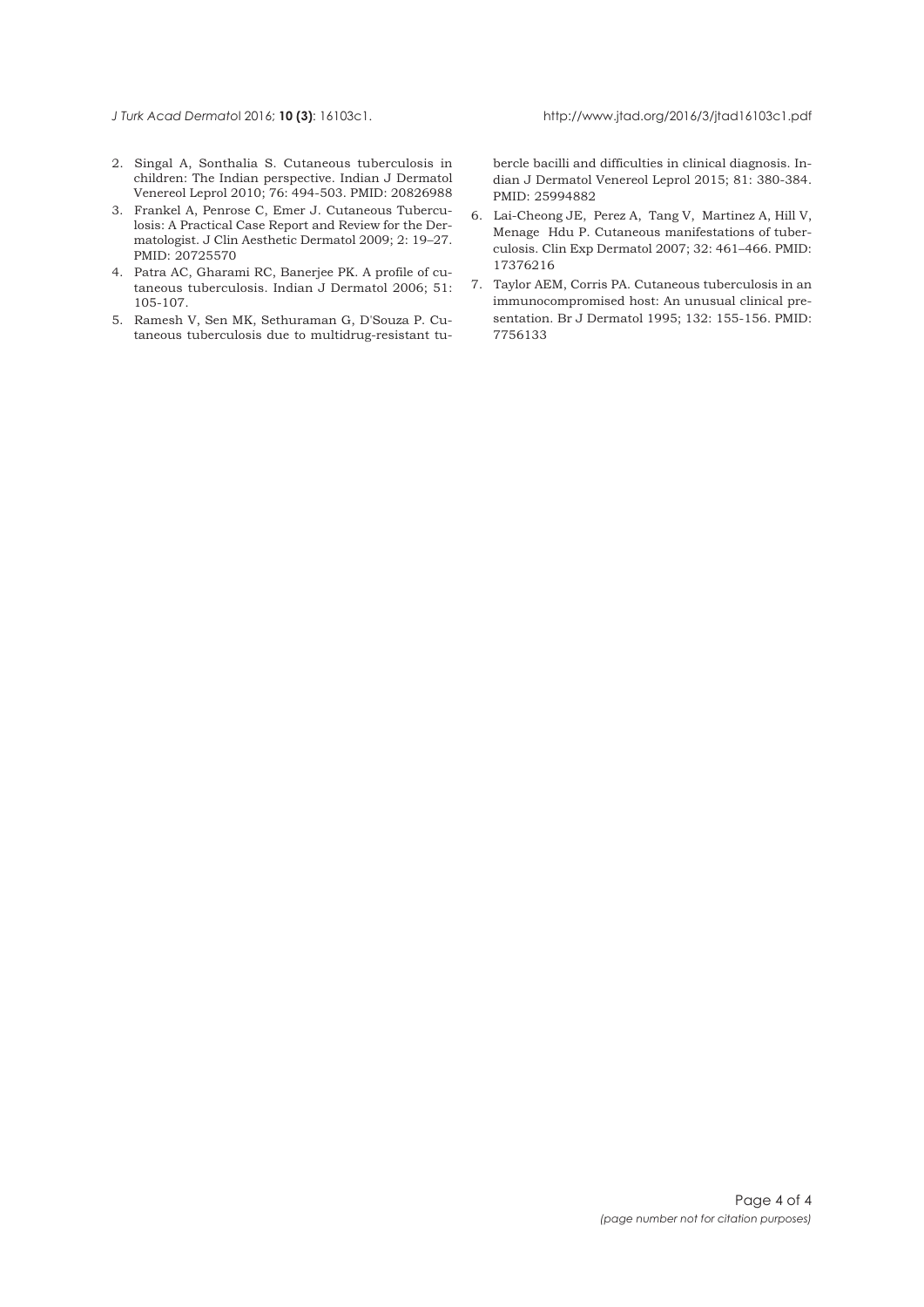2. Singal A, Sonthalia S. Cutaneous tuberculosis in children: The Indian perspective. Indian J Dermatol Venereol Leprol 2010; 76: 494-503. PMID: 20826988
3. Frankel A, Penrose C, Emer J. Cutaneous Tuberculosis: A Practical Case Report and Review for the Dermatologist. J Clin Aesthetic Dermatol 2009; 2: 19–27. PMID: 20725570
4. Patra AC, Gharami RC, Banerjee PK. A profile of cutaneous tuberculosis. Indian J Dermatol 2006; 51: 105-107.
5. Ramesh V, Sen MK, Sethuraman G, D'Souza P. Cutaneous tuberculosis due to multidrug-resistant tubercle bacilli and difficulties in clinical diagnosis. Indian J Dermatol Venereol Leprol 2015; 81: 380-384. PMID: 25994882
6. Lai-Cheong JE, Perez A, Tang V, Martinez A, Hill V, Menage Hdu P. Cutaneous manifestations of tuberculosis. Clin Exp Dermatol 2007; 32: 461–466. PMID: 17376216
7. Taylor AEM, Corris PA. Cutaneous tuberculosis in an immunocompromised host: An unusual clinical presentation. Br J Dermatol 1995; 132: 155-156. PMID: 7756133